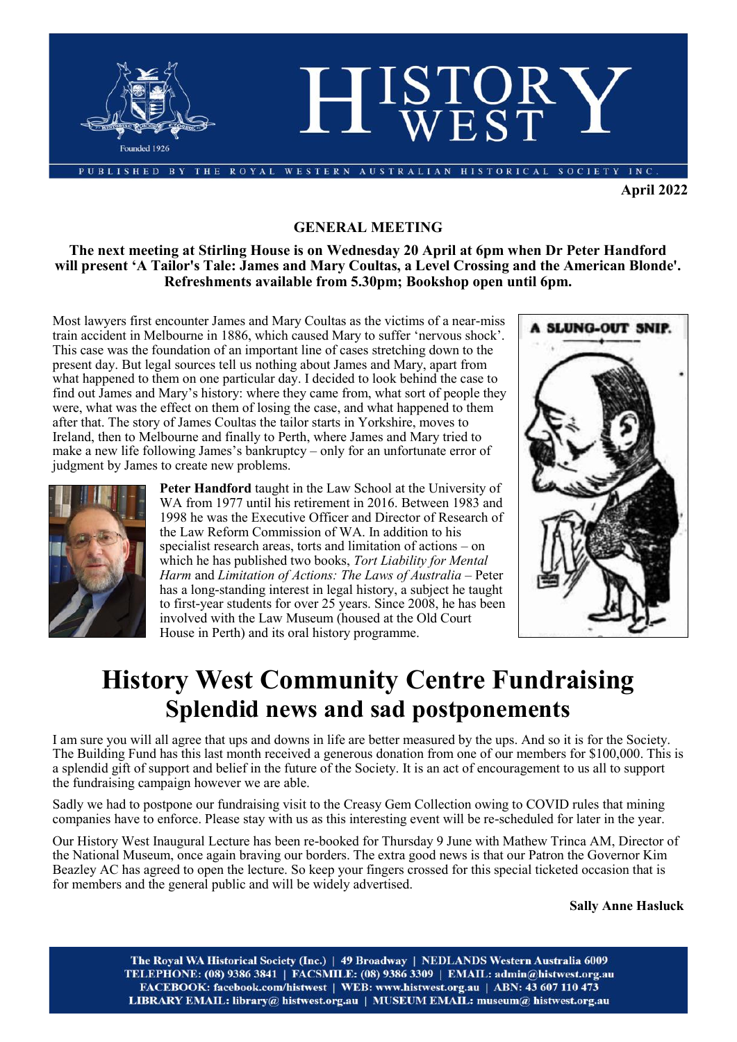# HISTORY WEST

Founded 1926

PUBLISHED BY THE ROYAL WESTERN AUSTRALIAN HISTORICAL SOCIETY INC.

**April 2022**

## GENERAL MEETING

**The next meeting at Stirling House is on Wednesday 20 April at 6pm when Dr Peter Handford will present 'A Tailor's Tale: James and Mary Coultas, a Level Crossing and the American Blonde'. Refreshments available from 5.30pm; Bookshop open until 6pm.**

Most lawyers first encounter James and Mary Coultas as the victims of a near-miss train accident in Melbourne in 1886, which caused Mary to suffer 'nervous shock'. This case was the foundation of an important line of cases stretching down to the present day. But legal sources tell us nothing about James and Mary, apart from what happened to them on one particular day. I decided to look behind the case to find out James and Mary's history: where they came from, what sort of people they were, what was the effect on them of losing the case, and what happened to them after that. The story of James Coultas the tailor starts in Yorkshire, moves to Ireland, then to Melbourne and finally to Perth, where James and Mary tried to make a new life following James's bankruptcy – only for an unfortunate error of judgment by James to create new problems.

A SLUNG-OUT SNIP.

**Peter Handford** taught in the Law School at the University of WA from 1977 until his retirement in 2016. Between 1983 and 1998 he was the Executive Officer and Director of Research of the Law Reform Commission of WA. In addition to his specialist research areas, torts and limitation of actions – on which he has published two books, *Tort Liability for Mental Harm* and *Limitation of Actions: The Laws of Australia* – Peter has a long-standing interest in legal history, a subject he taught to first-year students for over 25 years. Since 2008, he has been involved with the Law Museum (housed at the Old Court House in Perth) and its oral history programme.

# History West Community Centre Fundraising
## Splendid news and sad postponements

I am sure you will all agree that ups and downs in life are better measured by the ups. And so it is for the Society. The Building Fund has this last month received a generous donation from one of our members for $100,000. This is a splendid gift of support and belief in the future of the Society. It is an act of encouragement to us all to support the fundraising campaign however we are able.

Sadly we had to postpone our fundraising visit to the Creasy Gem Collection owing to COVID rules that mining companies have to enforce. Please stay with us as this interesting event will be re-scheduled for later in the year.

Our History West Inaugural Lecture has been re-booked for Thursday 9 June with Mathew Trinca AM, Director of the National Museum, once again braving our borders. The extra good news is that our Patron the Governor Kim Beazley AC has agreed to open the lecture. So keep your fingers crossed for this special ticketed occasion that is for members and the general public and will be widely advertised.

**Sally Anne Hasluck**

The Royal WA Historical Society (Inc.) | 49 Broadway | NEDLANDS Western Australia 6009
TELEPHONE: (08) 9386 3841 | FACSMILE: (08) 9386 3309 | EMAIL: admin@histwest.org.au
FACEBOOK: facebook.com/histwest | WEB: www.histwest.org.au | ABN: 43 607 110 473
LIBRARY EMAIL: library@ histwest.org.au | MUSEUM EMAIL: museum@ histwest.org.au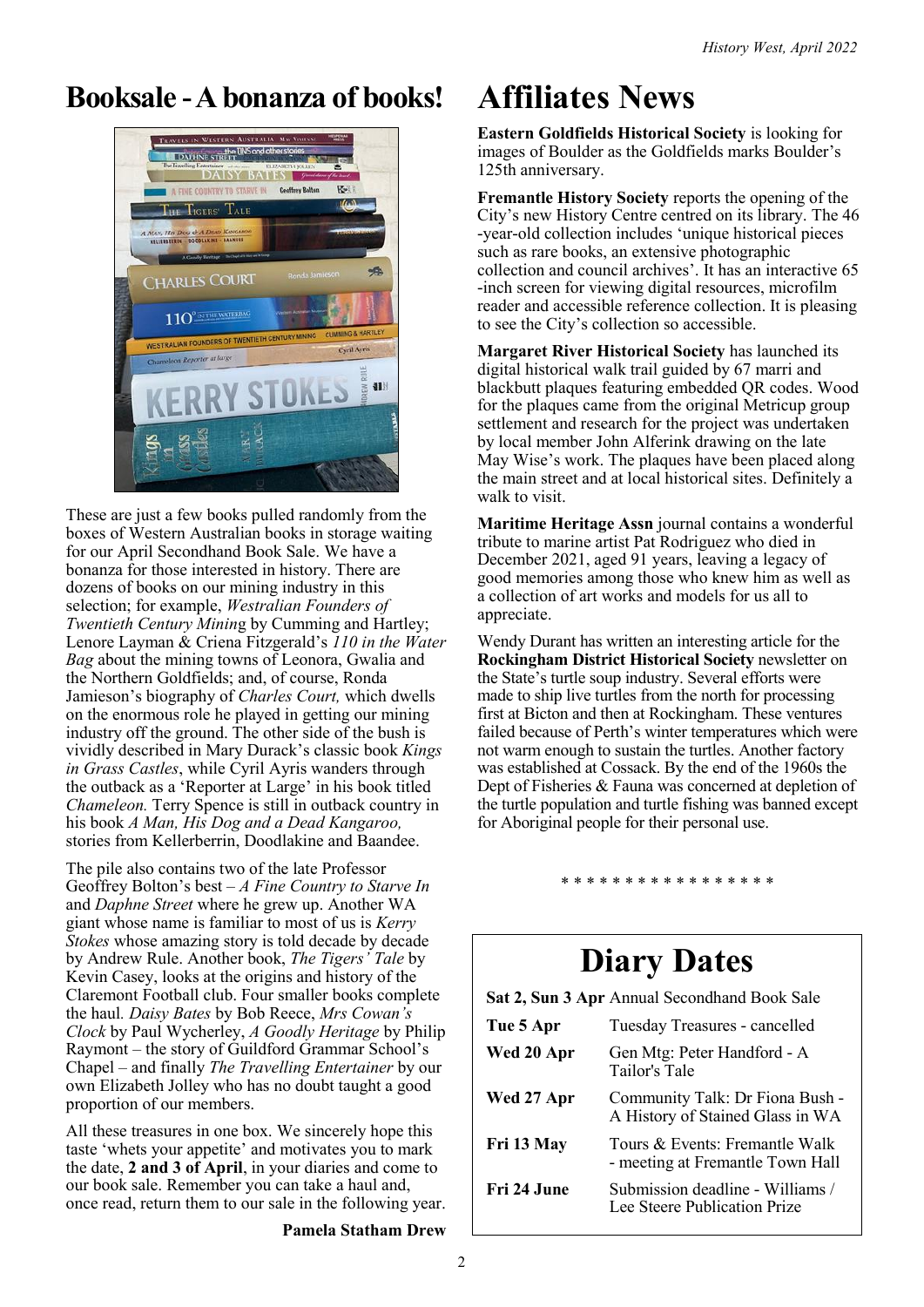# Booksale - A bonanza of books!

These are just a few books pulled randomly from the boxes of Western Australian books in storage waiting for our April Secondhand Book Sale. We have a bonanza for those interested in history. There are dozens of books on our mining industry in this selection; for example, *Westralian Founders of Twentieth Century Mining* by Cumming and Hartley; Lenore Layman & Criena Fitzgerald's *110 in the Water Bag* about the mining towns of Leonora, Gwalia and the Northern Goldfields; and, of course, Ronda Jamieson's biography of *Charles Court,* which dwells on the enormous role he played in getting our mining industry off the ground. The other side of the bush is vividly described in Mary Durack's classic book *Kings in Grass Castles*, while Cyril Ayris wanders through the outback as a 'Reporter at Large' in his book titled *Chameleon.* Terry Spence is still in outback country in his book *A Man, His Dog and a Dead Kangaroo,* stories from Kellerberrin, Doodlakine and Baandee.

The pile also contains two of the late Professor Geoffrey Bolton's best – *A Fine Country to Starve In* and *Daphne Street* where he grew up. Another WA giant whose name is familiar to most of us is *Kerry Stokes* whose amazing story is told decade by decade by Andrew Rule. Another book, *The Tigers' Tale* by Kevin Casey, looks at the origins and history of the Claremont Football club. Four smaller books complete the haul. *Daisy Bates* by Bob Reece, *Mrs Cowan's Clock* by Paul Wycherley, *A Goodly Heritage* by Philip Raymont – the story of Guildford Grammar School's Chapel – and finally *The Travelling Entertainer* by our own Elizabeth Jolley who has no doubt taught a good proportion of our members.

All these treasures in one box. We sincerely hope this taste 'whets your appetite' and motivates you to mark the date, **2 and 3 of April**, in your diaries and come to our book sale. Remember you can take a haul and, once read, return them to our sale in the following year.

**Pamela Statham Drew**

# Affiliates News

**Eastern Goldfields Historical Society** is looking for images of Boulder as the Goldfields marks Boulder's 125th anniversary.

**Fremantle History Society** reports the opening of the City's new History Centre centred on its library. The 46-year-old collection includes 'unique historical pieces such as rare books, an extensive photographic collection and council archives'. It has an interactive 65-inch screen for viewing digital resources, microfilm reader and accessible reference collection. It is pleasing to see the City's collection so accessible.

**Margaret River Historical Society** has launched its digital historical walk trail guided by 67 marri and blackbutt plaques featuring embedded QR codes. Wood for the plaques came from the original Metricup group settlement and research for the project was undertaken by local member John Alferink drawing on the late May Wise's work. The plaques have been placed along the main street and at local historical sites. Definitely a walk to visit.

**Maritime Heritage Assn** journal contains a wonderful tribute to marine artist Pat Rodriguez who died in December 2021, aged 91 years, leaving a legacy of good memories among those who knew him as well as a collection of art works and models for us all to appreciate.

Wendy Durant has written an interesting article for the **Rockingham District Historical Society** newsletter on the State's turtle soup industry. Several efforts were made to ship live turtles from the north for processing first at Bicton and then at Rockingham. These ventures failed because of Perth's winter temperatures which were not warm enough to sustain the turtles. Another factory was established at Cossack. By the end of the 1960s the Dept of Fisheries & Fauna was concerned at depletion of the turtle population and turtle fishing was banned except for Aboriginal people for their personal use.

* * * * * * * * * * * * * * * * *

## Diary Dates

| | |
|---|---|
| **Sat 2, Sun 3 Apr** | Annual Secondhand Book Sale |
| **Tue 5 Apr** | Tuesday Treasures - cancelled |
| **Wed 20 Apr** | Gen Mtg: Peter Handford - A Tailor's Tale |
| **Wed 27 Apr** | Community Talk: Dr Fiona Bush - A History of Stained Glass in WA |
| **Fri 13 May** | Tours & Events: Fremantle Walk - meeting at Fremantle Town Hall |
| **Fri 24 June** | Submission deadline - Williams / Lee Steere Publication Prize |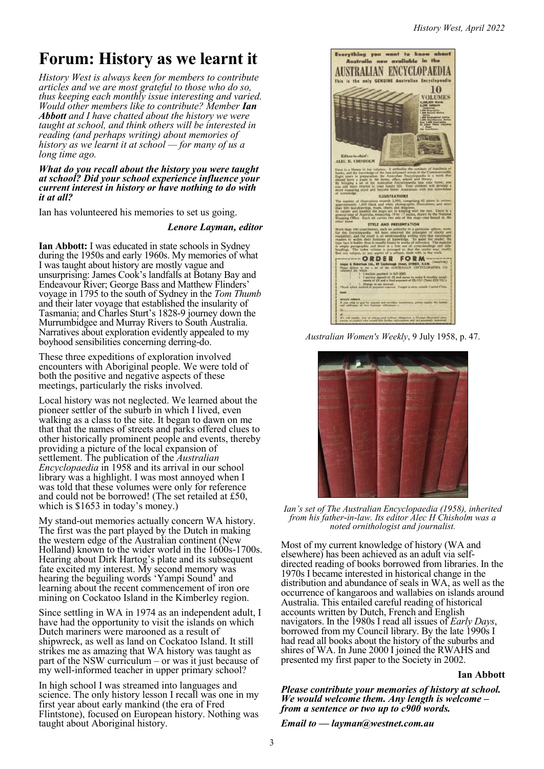# Forum: History as we learnt it

*History West is always keen for members to contribute articles and we are most grateful to those who do so, thus keeping each monthly issue interesting and varied. Would other members like to contribute? Member **Ian Abbott** and I have chatted about the history we were taught at school, and think others will be interested in reading (and perhaps writing) about memories of history as we learnt it at school — for many of us a long time ago.*

***What do you recall about the history you were taught at school? Did your school experience influence your current interest in history or have nothing to do with it at all?***

Ian has volunteered his memories to set us going.

***Lenore Layman, editor***

**Ian Abbott:** I was educated in state schools in Sydney during the 1950s and early 1960s. My memories of what I was taught about history are mostly vague and unsurprising: James Cook's landfalls at Botany Bay and Endeavour River; George Bass and Matthew Flinders' voyage in 1795 to the south of Sydney in the *Tom Thumb* and their later voyage that established the insularity of Tasmania; and Charles Sturt's 1828-9 journey down the Murrumbidgee and Murray Rivers to South Australia. Narratives about exploration evidently appealed to my boyhood sensibilities concerning derring-do.

These three expeditions of exploration involved encounters with Aboriginal people. We were told of both the positive and negative aspects of these meetings, particularly the risks involved.

Local history was not neglected. We learned about the pioneer settler of the suburb in which I lived, even walking as a class to the site. It began to dawn on me that that the names of streets and parks offered clues to other historically prominent people and events, thereby providing a picture of the local expansion of settlement. The publication of the *Australian Encyclopaedia* in 1958 and its arrival in our school library was a highlight. I was most annoyed when I was told that these volumes were only for reference and could not be borrowed! (The set retailed at £50, which is $1653 in today's money.)

My stand-out memories actually concern WA history. The first was the part played by the Dutch in making the western edge of the Australian continent (New Holland) known to the wider world in the 1600s-1700s. Hearing about Dirk Hartog's plate and its subsequent fate excited my interest. My second memory was hearing the beguiling words 'Yampi Sound' and learning about the recent commencement of iron ore mining on Cockatoo Island in the Kimberley region.

Since settling in WA in 1974 as an independent adult, I have had the opportunity to visit the islands on which Dutch mariners were marooned as a result of shipwreck, as well as land on Cockatoo Island. It still strikes me as amazing that WA history was taught as part of the NSW curriculum – or was it just because of my well-informed teacher in upper primary school?

In high school I was streamed into languages and science. The only history lesson I recall was one in my first year about early mankind (the era of Fred Flintstone), focused on European history. Nothing was taught about Aboriginal history.

*Australian Women's Weekly*, 9 July 1958, p. 47.

*Ian's set of The Australian Encyclopaedia (1958), inherited from his father-in-law. Its editor Alec H Chisholm was a noted ornithologist and journalist.*

Most of my current knowledge of history (WA and elsewhere) has been achieved as an adult via self-directed reading of books borrowed from libraries. In the 1970s I became interested in historical change in the distribution and abundance of seals in WA, as well as the occurrence of kangaroos and wallabies on islands around Australia. This entailed careful reading of historical accounts written by Dutch, French and English navigators. In the 1980s I read all issues of *Early Days*, borrowed from my Council library. By the late 1990s I had read all books about the history of the suburbs and shires of WA. In June 2000 I joined the RWAHS and presented my first paper to the Society in 2002.

**Ian Abbott**

***Please contribute your memories of history at school. We would welcome them. Any length is welcome – from a sentence or two up to c900 words.***

***Email to — layman@westnet.com.au***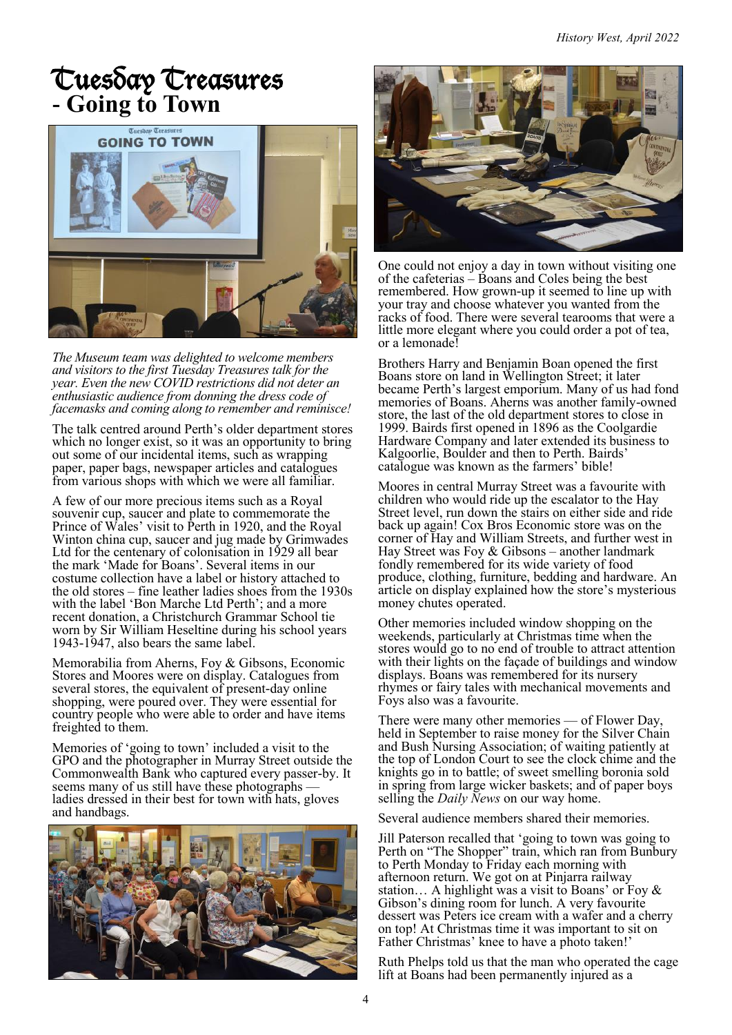# Tuesday Treasures
## - Going to Town

*The Museum team was delighted to welcome members and visitors to the first Tuesday Treasures talk for the year. Even the new COVID restrictions did not deter an enthusiastic audience from donning the dress code of facemasks and coming along to remember and reminisce!*

The talk centred around Perth's older department stores which no longer exist, so it was an opportunity to bring out some of our incidental items, such as wrapping paper, paper bags, newspaper articles and catalogues from various shops with which we were all familiar.

A few of our more precious items such as a Royal souvenir cup, saucer and plate to commemorate the Prince of Wales' visit to Perth in 1920, and the Royal Winton china cup, saucer and jug made by Grimwades Ltd for the centenary of colonisation in 1929 all bear the mark 'Made for Boans'. Several items in our costume collection have a label or history attached to the old stores – fine leather ladies shoes from the 1930s with the label 'Bon Marche Ltd Perth'; and a more recent donation, a Christchurch Grammar School tie worn by Sir William Heseltine during his school years 1943-1947, also bears the same label.

Memorabilia from Aherns, Foy & Gibsons, Economic Stores and Moores were on display. Catalogues from several stores, the equivalent of present-day online shopping, were poured over. They were essential for country people who were able to order and have items freighted to them.

Memories of 'going to town' included a visit to the GPO and the photographer in Murray Street outside the Commonwealth Bank who captured every passer-by. It seems many of us still have these photographs — ladies dressed in their best for town with hats, gloves and handbags.

One could not enjoy a day in town without visiting one of the cafeterias – Boans and Coles being the best remembered. How grown-up it seemed to line up with your tray and choose whatever you wanted from the racks of food. There were several tearooms that were a little more elegant where you could order a pot of tea, or a lemonade!

Brothers Harry and Benjamin Boan opened the first Boans store on land in Wellington Street; it later became Perth's largest emporium. Many of us had fond memories of Boans. Aherns was another family-owned store, the last of the old department stores to close in 1999. Bairds first opened in 1896 as the Coolgardie Hardware Company and later extended its business to Kalgoorlie, Boulder and then to Perth. Bairds' catalogue was known as the farmers' bible!

Moores in central Murray Street was a favourite with children who would ride up the escalator to the Hay Street level, run down the stairs on either side and ride back up again! Cox Bros Economic store was on the corner of Hay and William Streets, and further west in Hay Street was Foy & Gibsons – another landmark fondly remembered for its wide variety of food produce, clothing, furniture, bedding and hardware. An article on display explained how the store's mysterious money chutes operated.

Other memories included window shopping on the weekends, particularly at Christmas time when the stores would go to no end of trouble to attract attention with their lights on the façade of buildings and window displays. Boans was remembered for its nursery rhymes or fairy tales with mechanical movements and Foys also was a favourite.

There were many other memories — of Flower Day, held in September to raise money for the Silver Chain and Bush Nursing Association; of waiting patiently at the top of London Court to see the clock chime and the knights go in to battle; of sweet smelling boronia sold in spring from large wicker baskets; and of paper boys selling the *Daily News* on our way home.

Several audience members shared their memories.

Jill Paterson recalled that 'going to town was going to Perth on "The Shopper" train, which ran from Bunbury to Perth Monday to Friday each morning with afternoon return. We got on at Pinjarra railway station… A highlight was a visit to Boans' or Foy & Gibson's dining room for lunch. A very favourite dessert was Peters ice cream with a wafer and a cherry on top! At Christmas time it was important to sit on Father Christmas' knee to have a photo taken!'

Ruth Phelps told us that the man who operated the cage lift at Boans had been permanently injured as a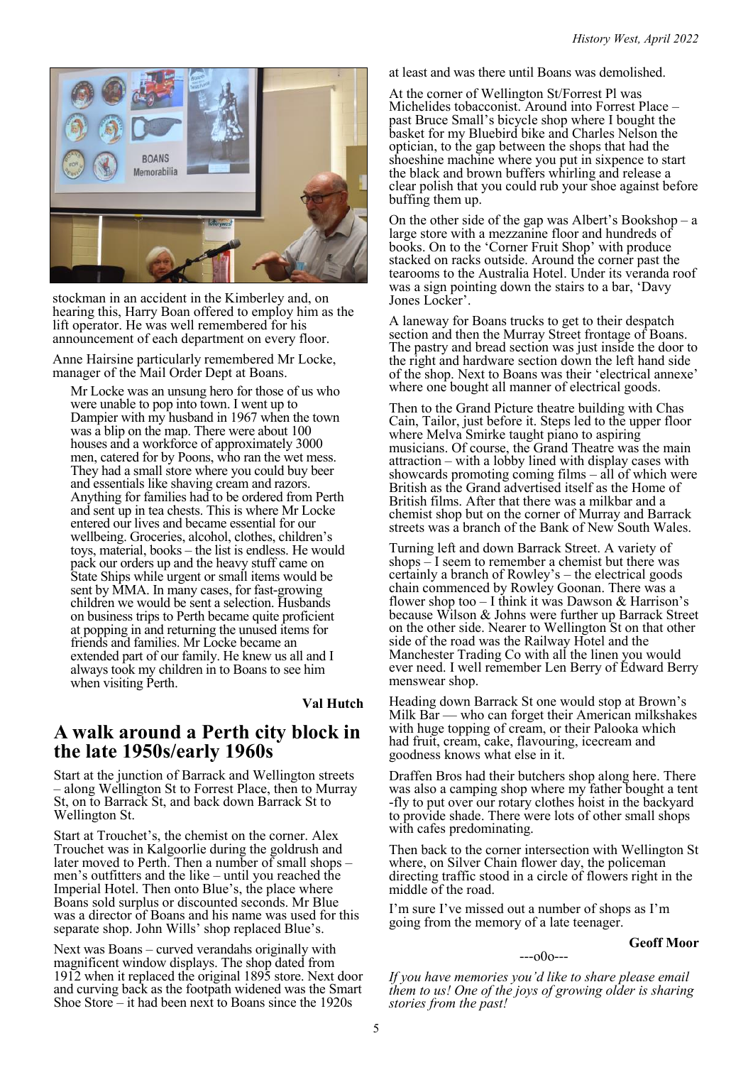stockman in an accident in the Kimberley and, on hearing this, Harry Boan offered to employ him as the lift operator. He was well remembered for his announcement of each department on every floor.

Anne Hairsine particularly remembered Mr Locke, manager of the Mail Order Dept at Boans.

> Mr Locke was an unsung hero for those of us who were unable to pop into town. I went up to Dampier with my husband in 1967 when the town was a blip on the map. There were about 100 houses and a workforce of approximately 3000 men, catered for by Poons, who ran the wet mess. They had a small store where you could buy beer and essentials like shaving cream and razors. Anything for families had to be ordered from Perth and sent up in tea chests. This is where Mr Locke entered our lives and became essential for our wellbeing. Groceries, alcohol, clothes, children's toys, material, books – the list is endless. He would pack our orders up and the heavy stuff came on State Ships while urgent or small items would be sent by MMA. In many cases, for fast-growing children we would be sent a selection. Husbands on business trips to Perth became quite proficient at popping in and returning the unused items for friends and families. Mr Locke became an extended part of our family. He knew us all and I always took my children in to Boans to see him when visiting Perth.

**Val Hutch**

## A walk around a Perth city block in the late 1950s/early 1960s

Start at the junction of Barrack and Wellington streets – along Wellington St to Forrest Place, then to Murray St, on to Barrack St, and back down Barrack St to Wellington St.

Start at Trouchet's, the chemist on the corner. Alex Trouchet was in Kalgoorlie during the goldrush and later moved to Perth. Then a number of small shops – men's outfitters and the like – until you reached the Imperial Hotel. Then onto Blue's, the place where Boans sold surplus or discounted seconds. Mr Blue was a director of Boans and his name was used for this separate shop. John Wills' shop replaced Blue's.

Next was Boans – curved verandahs originally with magnificent window displays. The shop dated from 1912 when it replaced the original 1895 store. Next door and curving back as the footpath widened was the Smart Shoe Store – it had been next to Boans since the 1920s at least and was there until Boans was demolished.

At the corner of Wellington St/Forrest Pl was Michelides tobacconist. Around into Forrest Place – past Bruce Small's bicycle shop where I bought the basket for my Bluebird bike and Charles Nelson the optician, to the gap between the shops that had the shoeshine machine where you put in sixpence to start the black and brown buffers whirling and release a clear polish that you could rub your shoe against before buffing them up.

On the other side of the gap was Albert's Bookshop – a large store with a mezzanine floor and hundreds of books. On to the 'Corner Fruit Shop' with produce stacked on racks outside. Around the corner past the tearooms to the Australia Hotel. Under its veranda roof was a sign pointing down the stairs to a bar, 'Davy Jones Locker'.

A laneway for Boans trucks to get to their despatch section and then the Murray Street frontage of Boans. The pastry and bread section was just inside the door to the right and hardware section down the left hand side of the shop. Next to Boans was their 'electrical annexe' where one bought all manner of electrical goods.

Then to the Grand Picture theatre building with Chas Cain, Tailor, just before it. Steps led to the upper floor where Melva Smirke taught piano to aspiring musicians. Of course, the Grand Theatre was the main attraction – with a lobby lined with display cases with showcards promoting coming films – all of which were British as the Grand advertised itself as the Home of British films. After that there was a milkbar and a chemist shop but on the corner of Murray and Barrack streets was a branch of the Bank of New South Wales.

Turning left and down Barrack Street. A variety of shops – I seem to remember a chemist but there was certainly a branch of Rowley's – the electrical goods chain commenced by Rowley Goonan. There was a flower shop too – I think it was Dawson & Harrison's because Wilson & Johns were further up Barrack Street on the other side. Nearer to Wellington St on that other side of the road was the Railway Hotel and the Manchester Trading Co with all the linen you would ever need. I well remember Len Berry of Edward Berry menswear shop.

Heading down Barrack St one would stop at Brown's Milk Bar — who can forget their American milkshakes with huge topping of cream, or their Palooka which had fruit, cream, cake, flavouring, icecream and goodness knows what else in it.

Draffen Bros had their butchers shop along here. There was also a camping shop where my father bought a tent -fly to put over our rotary clothes hoist in the backyard to provide shade. There were lots of other small shops with cafes predominating.

Then back to the corner intersection with Wellington St where, on Silver Chain flower day, the policeman directing traffic stood in a circle of flowers right in the middle of the road.

I'm sure I've missed out a number of shops as I'm going from the memory of a late teenager.

**Geoff Moor**

---o0o---

*If you have memories you'd like to share please email them to us! One of the joys of growing older is sharing stories from the past!*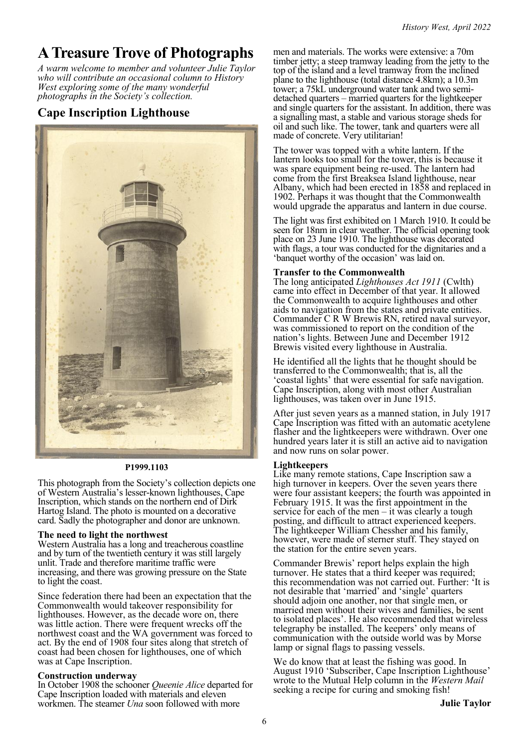# A Treasure Trove of Photographs

*A warm welcome to member and volunteer Julie Taylor who will contribute an occasional column to History West exploring some of the many wonderful photographs in the Society's collection.*

## Cape Inscription Lighthouse

**P1999.1103**

This photograph from the Society's collection depicts one of Western Australia's lesser-known lighthouses, Cape Inscription, which stands on the northern end of Dirk Hartog Island. The photo is mounted on a decorative card. Sadly the photographer and donor are unknown.

### The need to light the northwest

Western Australia has a long and treacherous coastline and by turn of the twentieth century it was still largely unlit. Trade and therefore maritime traffic were increasing, and there was growing pressure on the State to light the coast.

Since federation there had been an expectation that the Commonwealth would takeover responsibility for lighthouses. However, as the decade wore on, there was little action. There were frequent wrecks off the northwest coast and the WA government was forced to act. By the end of 1908 four sites along that stretch of coast had been chosen for lighthouses, one of which was at Cape Inscription.

### Construction underway

In October 1908 the schooner *Queenie Alice* departed for Cape Inscription loaded with materials and eleven workmen. The steamer *Una* soon followed with more men and materials. The works were extensive: a 70m timber jetty; a steep tramway leading from the jetty to the top of the island and a level tramway from the inclined plane to the lighthouse (total distance 4.8km); a 10.3m tower; a 75kL underground water tank and two semi-detached quarters – married quarters for the lightkeeper and single quarters for the assistant. In addition, there was a signalling mast, a stable and various storage sheds for oil and such like. The tower, tank and quarters were all made of concrete. Very utilitarian!

The tower was topped with a white lantern. If the lantern looks too small for the tower, this is because it was spare equipment being re-used. The lantern had come from the first Breaksea Island lighthouse, near Albany, which had been erected in 1858 and replaced in 1902. Perhaps it was thought that the Commonwealth would upgrade the apparatus and lantern in due course.

The light was first exhibited on 1 March 1910. It could be seen for 18nm in clear weather. The official opening took place on 23 June 1910. The lighthouse was decorated with flags, a tour was conducted for the dignitaries and a 'banquet worthy of the occasion' was laid on.

### Transfer to the Commonwealth

The long anticipated *Lighthouses Act 1911* (Cwlth) came into effect in December of that year. It allowed the Commonwealth to acquire lighthouses and other aids to navigation from the states and private entities. Commander C R W Brewis RN, retired naval surveyor, was commissioned to report on the condition of the nation's lights. Between June and December 1912 Brewis visited every lighthouse in Australia.

He identified all the lights that he thought should be transferred to the Commonwealth; that is, all the 'coastal lights' that were essential for safe navigation. Cape Inscription, along with most other Australian lighthouses, was taken over in June 1915.

After just seven years as a manned station, in July 1917 Cape Inscription was fitted with an automatic acetylene flasher and the lightkeepers were withdrawn. Over one hundred years later it is still an active aid to navigation and now runs on solar power.

### Lightkeepers

Like many remote stations, Cape Inscription saw a high turnover in keepers. Over the seven years there were four assistant keepers; the fourth was appointed in February 1915. It was the first appointment in the service for each of the men – it was clearly a tough posting, and difficult to attract experienced keepers. The lightkeeper William Chessher and his family, however, were made of sterner stuff. They stayed on the station for the entire seven years.

Commander Brewis' report helps explain the high turnover. He states that a third keeper was required; this recommendation was not carried out. Further: 'It is not desirable that 'married' and 'single' quarters should adjoin one another, nor that single men, or married men without their wives and families, be sent to isolated places'. He also recommended that wireless telegraphy be installed. The keepers' only means of communication with the outside world was by Morse lamp or signal flags to passing vessels.

We do know that at least the fishing was good. In August 1910 'Subscriber, Cape Inscription Lighthouse' wrote to the Mutual Help column in the *Western Mail* seeking a recipe for curing and smoking fish!

**Julie Taylor**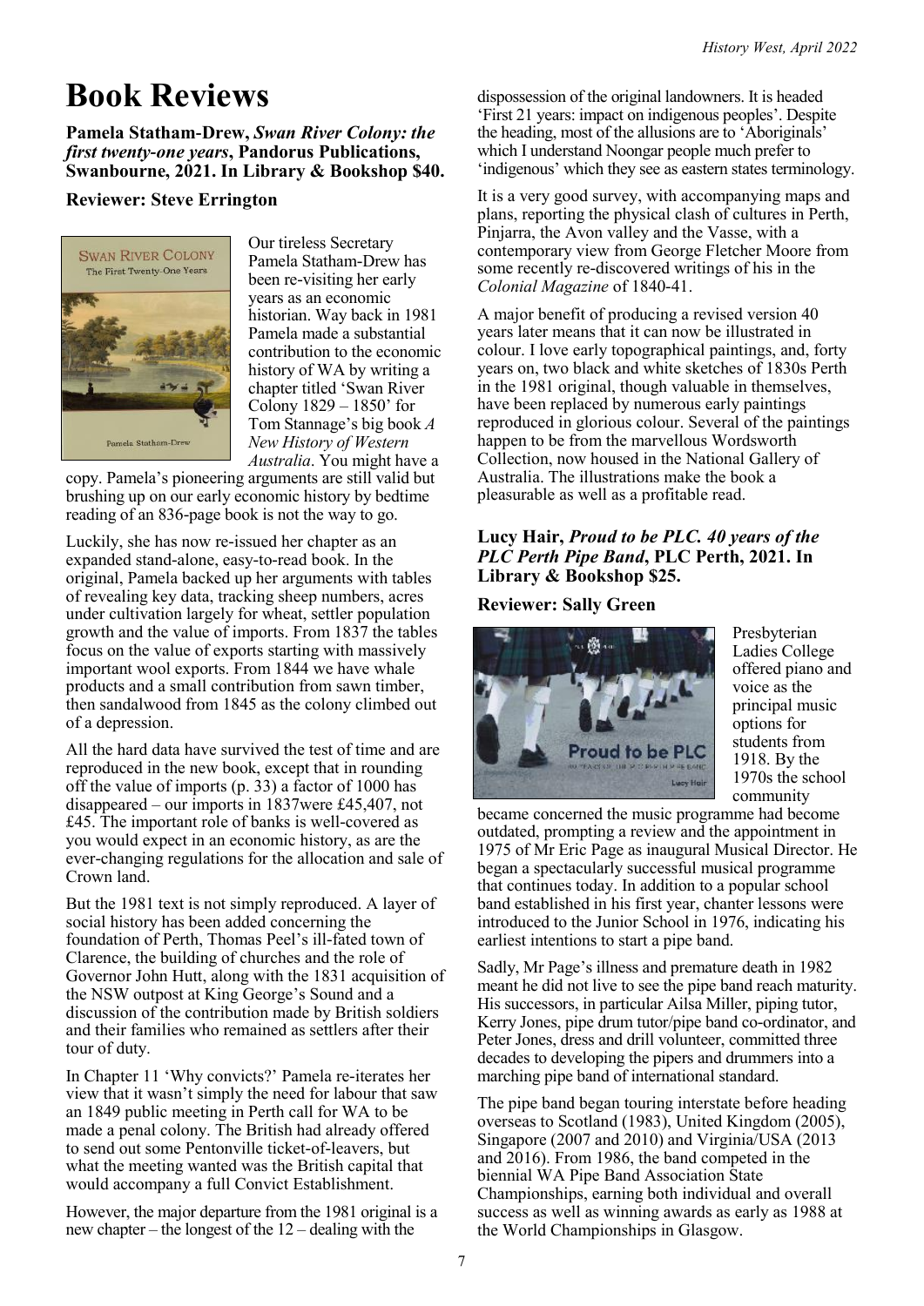# Book Reviews

**Pamela Statham-Drew, *Swan River Colony: the first twenty-one years*, Pandorus Publications, Swanbourne, 2021. In Library & Bookshop $40.**

**Reviewer: Steve Errington**

Our tireless Secretary Pamela Statham-Drew has been re-visiting her early years as an economic historian. Way back in 1981 Pamela made a substantial contribution to the economic history of WA by writing a chapter titled 'Swan River Colony 1829 – 1850' for Tom Stannage's big book *A New History of Western Australia*. You might have a copy. Pamela's pioneering arguments are still valid but brushing up on our early economic history by bedtime reading of an 836-page book is not the way to go.

Luckily, she has now re-issued her chapter as an expanded stand-alone, easy-to-read book. In the original, Pamela backed up her arguments with tables of revealing key data, tracking sheep numbers, acres under cultivation largely for wheat, settler population growth and the value of imports. From 1837 the tables focus on the value of exports starting with massively important wool exports. From 1844 we have whale products and a small contribution from sawn timber, then sandalwood from 1845 as the colony climbed out of a depression.

All the hard data have survived the test of time and are reproduced in the new book, except that in rounding off the value of imports (p. 33) a factor of 1000 has disappeared – our imports in 1837were £45,407, not £45. The important role of banks is well-covered as you would expect in an economic history, as are the ever-changing regulations for the allocation and sale of Crown land.

But the 1981 text is not simply reproduced. A layer of social history has been added concerning the foundation of Perth, Thomas Peel's ill-fated town of Clarence, the building of churches and the role of Governor John Hutt, along with the 1831 acquisition of the NSW outpost at King George's Sound and a discussion of the contribution made by British soldiers and their families who remained as settlers after their tour of duty.

In Chapter 11 'Why convicts?' Pamela re-iterates her view that it wasn't simply the need for labour that saw an 1849 public meeting in Perth call for WA to be made a penal colony. The British had already offered to send out some Pentonville ticket-of-leavers, but what the meeting wanted was the British capital that would accompany a full Convict Establishment.

However, the major departure from the 1981 original is a new chapter – the longest of the 12 – dealing with the dispossession of the original landowners. It is headed 'First 21 years: impact on indigenous peoples'. Despite the heading, most of the allusions are to 'Aboriginals' which I understand Noongar people much prefer to 'indigenous' which they see as eastern states terminology.

It is a very good survey, with accompanying maps and plans, reporting the physical clash of cultures in Perth, Pinjarra, the Avon valley and the Vasse, with a contemporary view from George Fletcher Moore from some recently re-discovered writings of his in the *Colonial Magazine* of 1840-41.

A major benefit of producing a revised version 40 years later means that it can now be illustrated in colour. I love early topographical paintings, and, forty years on, two black and white sketches of 1830s Perth in the 1981 original, though valuable in themselves, have been replaced by numerous early paintings reproduced in glorious colour. Several of the paintings happen to be from the marvellous Wordsworth Collection, now housed in the National Gallery of Australia. The illustrations make the book a pleasurable as well as a profitable read.

**Lucy Hair, *Proud to be PLC. 40 years of the PLC Perth Pipe Band*, PLC Perth, 2021. In Library & Bookshop $25.**

**Reviewer: Sally Green**

Presbyterian Ladies College offered piano and voice as the principal music options for students from 1918. By the 1970s the school community became concerned the music programme had become outdated, prompting a review and the appointment in 1975 of Mr Eric Page as inaugural Musical Director. He began a spectacularly successful musical programme that continues today. In addition to a popular school band established in his first year, chanter lessons were introduced to the Junior School in 1976, indicating his earliest intentions to start a pipe band.

Sadly, Mr Page's illness and premature death in 1982 meant he did not live to see the pipe band reach maturity. His successors, in particular Ailsa Miller, piping tutor, Kerry Jones, pipe drum tutor/pipe band co-ordinator, and Peter Jones, dress and drill volunteer, committed three decades to developing the pipers and drummers into a marching pipe band of international standard.

The pipe band began touring interstate before heading overseas to Scotland (1983), United Kingdom (2005), Singapore (2007 and 2010) and Virginia/USA (2013 and 2016). From 1986, the band competed in the biennial WA Pipe Band Association State Championships, earning both individual and overall success as well as winning awards as early as 1988 at the World Championships in Glasgow.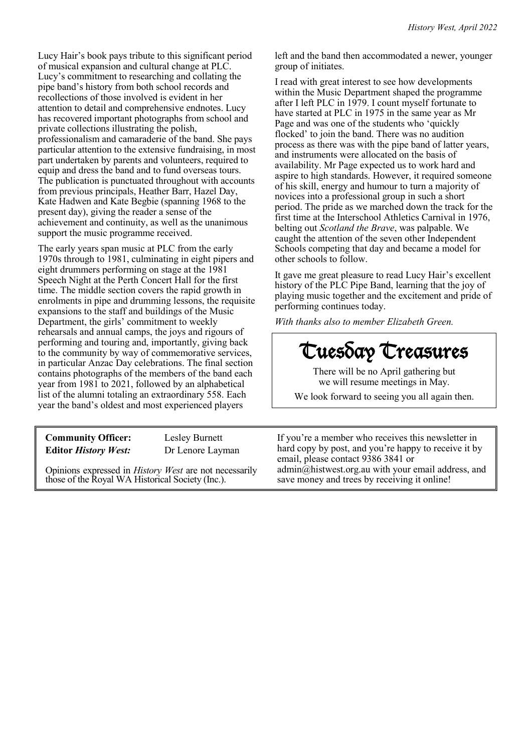Lucy Hair's book pays tribute to this significant period of musical expansion and cultural change at PLC. Lucy's commitment to researching and collating the pipe band's history from both school records and recollections of those involved is evident in her attention to detail and comprehensive endnotes. Lucy has recovered important photographs from school and private collections illustrating the polish, professionalism and camaraderie of the band. She pays particular attention to the extensive fundraising, in most part undertaken by parents and volunteers, required to equip and dress the band and to fund overseas tours. The publication is punctuated throughout with accounts from previous principals, Heather Barr, Hazel Day, Kate Hadwen and Kate Begbie (spanning 1968 to the present day), giving the reader a sense of the achievement and continuity, as well as the unanimous support the music programme received.

The early years span music at PLC from the early 1970s through to 1981, culminating in eight pipers and eight drummers performing on stage at the 1981 Speech Night at the Perth Concert Hall for the first time. The middle section covers the rapid growth in enrolments in pipe and drumming lessons, the requisite expansions to the staff and buildings of the Music Department, the girls' commitment to weekly rehearsals and annual camps, the joys and rigours of performing and touring and, importantly, giving back to the community by way of commemorative services, in particular Anzac Day celebrations. The final section contains photographs of the members of the band each year from 1981 to 2021, followed by an alphabetical list of the alumni totaling an extraordinary 558. Each year the band's oldest and most experienced players left and the band then accommodated a newer, younger group of initiates.

I read with great interest to see how developments within the Music Department shaped the programme after I left PLC in 1979. I count myself fortunate to have started at PLC in 1975 in the same year as Mr Page and was one of the students who 'quickly flocked' to join the band. There was no audition process as there was with the pipe band of latter years, and instruments were allocated on the basis of availability. Mr Page expected us to work hard and aspire to high standards. However, it required someone of his skill, energy and humour to turn a majority of novices into a professional group in such a short period. The pride as we marched down the track for the first time at the Interschool Athletics Carnival in 1976, belting out *Scotland the Brave*, was palpable. We caught the attention of the seven other Independent Schools competing that day and became a model for other schools to follow.

It gave me great pleasure to read Lucy Hair's excellent history of the PLC Pipe Band, learning that the joy of playing music together and the excitement and pride of performing continues today.

*With thanks also to member Elizabeth Green.*

## Tuesday Treasures

There will be no April gathering but we will resume meetings in May.

We look forward to seeing you all again then.

**Community Officer:** Lesley Burnett
**Editor *History West:*** Dr Lenore Layman

Opinions expressed in *History West* are not necessarily those of the Royal WA Historical Society (Inc.).

If you're a member who receives this newsletter in hard copy by post, and you're happy to receive it by email, please contact 9386 3841 or admin@histwest.org.au with your email address, and save money and trees by receiving it online!